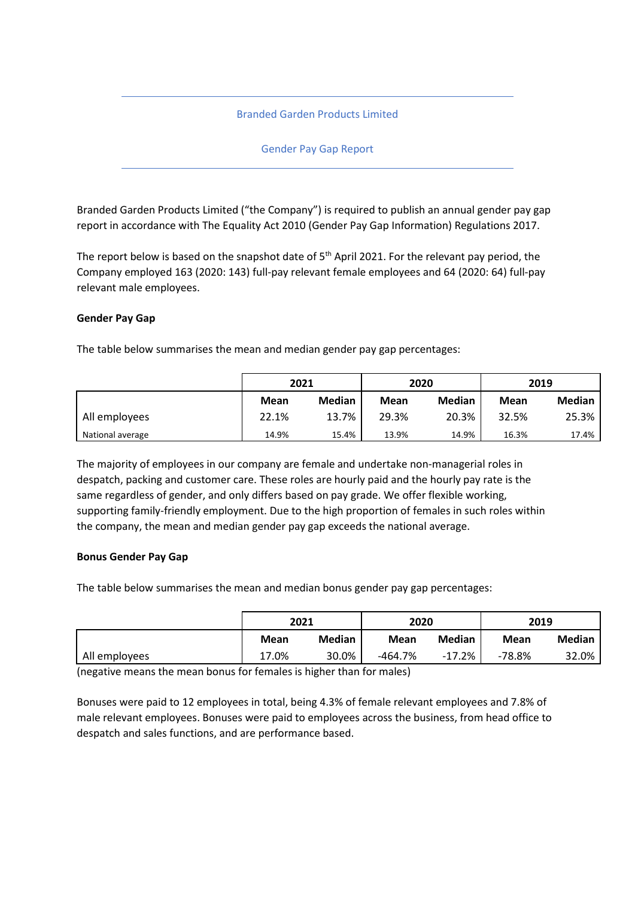# Branded Garden Products Limited

## Gender Pay Gap Report

Branded Garden Products Limited ("the Company") is required to publish an annual gender pay gap report in accordance with The Equality Act 2010 (Gender Pay Gap Information) Regulations 2017.

The report below is based on the snapshot date of 5th April 2021. For the relevant pay period, the Company employed 163 (2020: 143) full-pay relevant female employees and 64 (2020: 64) full-pay relevant male employees.

**Gender Pay Gap**

The table below summarises the mean and median gender pay gap percentages:

| | 2021 | | 2020 | | 2019 | |
|---|---|---|---|---|---|---|
| | **Mean** | **Median** | **Mean** | **Median** | **Mean** | **Median** |
| All employees | 22.1% | 13.7% | 29.3% | 20.3% | 32.5% | 25.3% |
| National average | 14.9% | 15.4% | 13.9% | 14.9% | 16.3% | 17.4% |

The majority of employees in our company are female and undertake non-managerial roles in despatch, packing and customer care. These roles are hourly paid and the hourly pay rate is the same regardless of gender, and only differs based on pay grade. We offer flexible working, supporting family-friendly employment. Due to the high proportion of females in such roles within the company, the mean and median gender pay gap exceeds the national average.

**Bonus Gender Pay Gap**

The table below summarises the mean and median bonus gender pay gap percentages:

| | 2021 | | 2020 | | 2019 | |
|---|---|---|---|---|---|---|
| | **Mean** | **Median** | **Mean** | **Median** | **Mean** | **Median** |
| All employees | 17.0% | 30.0% | -464.7% | -17.2% | -78.8% | 32.0% |

(negative means the mean bonus for females is higher than for males)

Bonuses were paid to 12 employees in total, being 4.3% of female relevant employees and 7.8% of male relevant employees. Bonuses were paid to employees across the business, from head office to despatch and sales functions, and are performance based.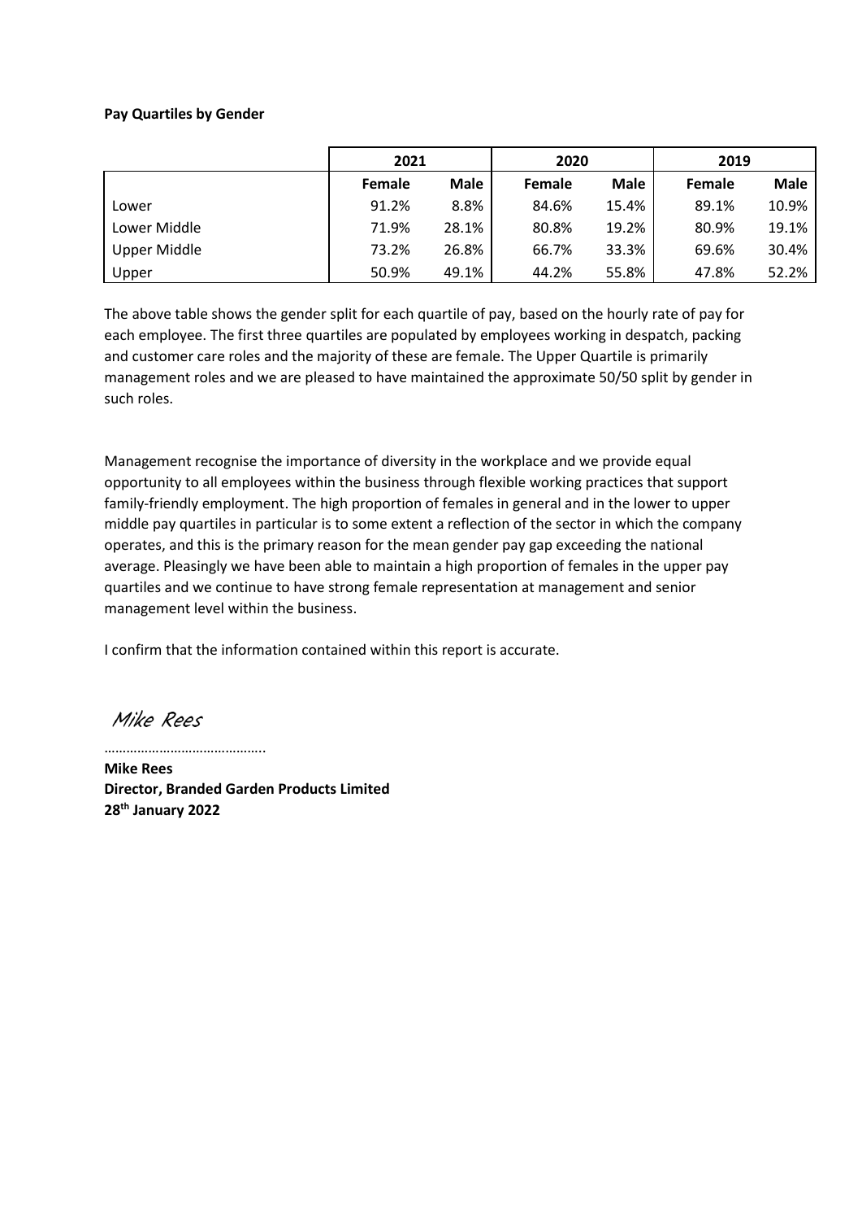**Pay Quartiles by Gender**

| | 2021 | | 2020 | | 2019 | |
|---|---|---|---|---|---|---|
| | **Female** | **Male** | **Female** | **Male** | **Female** | **Male** |
| Lower | 91.2% | 8.8% | 84.6% | 15.4% | 89.1% | 10.9% |
| Lower Middle | 71.9% | 28.1% | 80.8% | 19.2% | 80.9% | 19.1% |
| Upper Middle | 73.2% | 26.8% | 66.7% | 33.3% | 69.6% | 30.4% |
| Upper | 50.9% | 49.1% | 44.2% | 55.8% | 47.8% | 52.2% |

The above table shows the gender split for each quartile of pay, based on the hourly rate of pay for each employee. The first three quartiles are populated by employees working in despatch, packing and customer care roles and the majority of these are female. The Upper Quartile is primarily management roles and we are pleased to have maintained the approximate 50/50 split by gender in such roles.

Management recognise the importance of diversity in the workplace and we provide equal opportunity to all employees within the business through flexible working practices that support family-friendly employment. The high proportion of females in general and in the lower to upper middle pay quartiles in particular is to some extent a reflection of the sector in which the company operates, and this is the primary reason for the mean gender pay gap exceeding the national average. Pleasingly we have been able to maintain a high proportion of females in the upper pay quartiles and we continue to have strong female representation at management and senior management level within the business.

I confirm that the information contained within this report is accurate.

*Mike Rees*

……………………………………..

**Mike Rees**
**Director, Branded Garden Products Limited**
**28th January 2022**